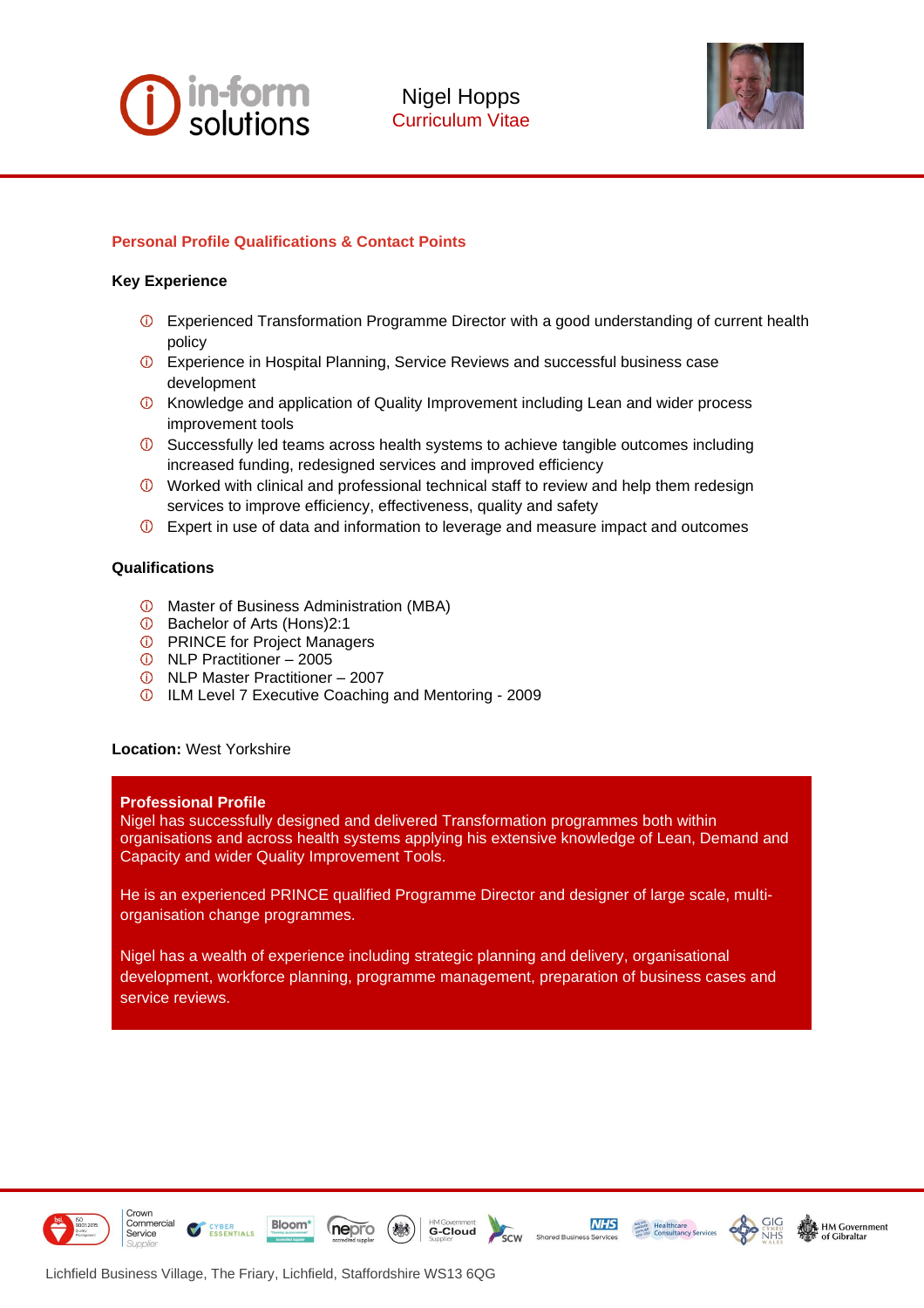# Nigel Hopps

Curriculum Vitae

## Personal Profile Qualifications & Contact Points

### Key Experience

- Experienced Transformation Programme Director with a good understanding of current health policy
- Experience in Hospital Planning, Service Reviews and successful business case development
- Knowledge and application of Quality Improvement including Lean and wider process improvement tools
- Successfully led teams across health systems to achieve tangible outcomes including increased funding, redesigned services and improved efficiency
- Worked with clinical and professional technical staff to review and help them redesign services to improve efficiency, effectiveness, quality and safety
- Expert in use of data and information to leverage and measure impact and outcomes

### Qualifications

- Master of Business Administration (MBA)
- Bachelor of Arts (Hons)2:1
- PRINCE for Project Managers
- NLP Practitioner – 2005
- NLP Master Practitioner – 2007
- ILM Level 7 Executive Coaching and Mentoring - 2009

**Location:** West Yorkshire

### Professional Profile

Nigel has successfully designed and delivered Transformation programmes both within organisations and across health systems applying his extensive knowledge of Lean, Demand and Capacity and wider Quality Improvement Tools.

He is an experienced PRINCE qualified Programme Director and designer of large scale, multi-organisation change programmes.

Nigel has a wealth of experience including strategic planning and delivery, organisational development, workforce planning, programme management, preparation of business cases and service reviews.

Lichfield Business Village, The Friary, Lichfield, Staffordshire WS13 6QG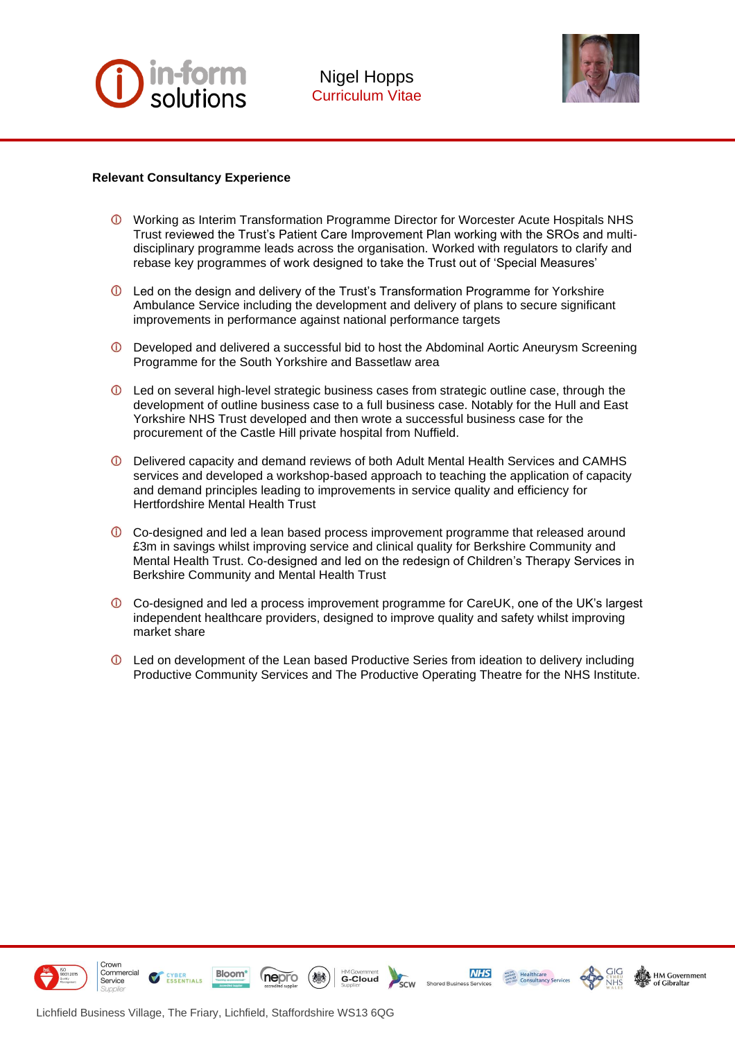**Relevant Consultancy Experience**

- Working as Interim Transformation Programme Director for Worcester Acute Hospitals NHS Trust reviewed the Trust's Patient Care Improvement Plan working with the SROs and multi-disciplinary programme leads across the organisation. Worked with regulators to clarify and rebase key programmes of work designed to take the Trust out of 'Special Measures'

- Led on the design and delivery of the Trust's Transformation Programme for Yorkshire Ambulance Service including the development and delivery of plans to secure significant improvements in performance against national performance targets

- Developed and delivered a successful bid to host the Abdominal Aortic Aneurysm Screening Programme for the South Yorkshire and Bassetlaw area

- Led on several high-level strategic business cases from strategic outline case, through the development of outline business case to a full business case. Notably for the Hull and East Yorkshire NHS Trust developed and then wrote a successful business case for the procurement of the Castle Hill private hospital from Nuffield.

- Delivered capacity and demand reviews of both Adult Mental Health Services and CAMHS services and developed a workshop-based approach to teaching the application of capacity and demand principles leading to improvements in service quality and efficiency for Hertfordshire Mental Health Trust

- Co-designed and led a lean based process improvement programme that released around £3m in savings whilst improving service and clinical quality for Berkshire Community and Mental Health Trust. Co-designed and led on the redesign of Children's Therapy Services in Berkshire Community and Mental Health Trust

- Co-designed and led a process improvement programme for CareUK, one of the UK's largest independent healthcare providers, designed to improve quality and safety whilst improving market share

- Led on development of the Lean based Productive Series from ideation to delivery including Productive Community Services and The Productive Operating Theatre for the NHS Institute.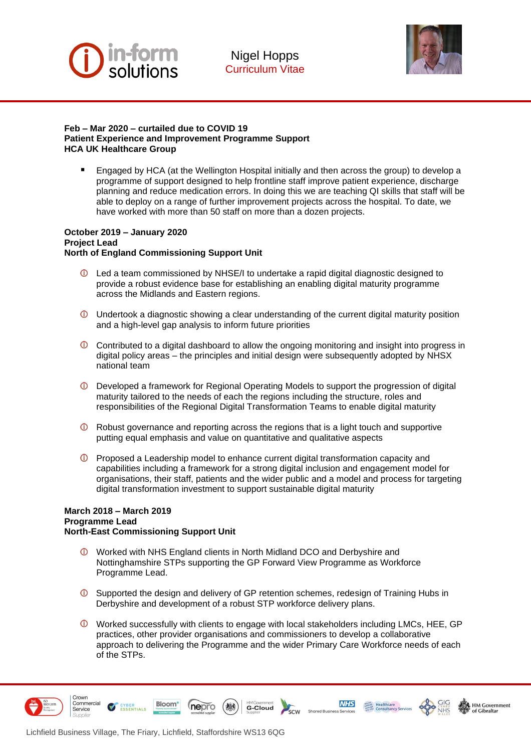**Feb – Mar 2020 – curtailed due to COVID 19**
**Patient Experience and Improvement Programme Support**
**HCA UK Healthcare Group**

- Engaged by HCA (at the Wellington Hospital initially and then across the group) to develop a programme of support designed to help frontline staff improve patient experience, discharge planning and reduce medication errors. In doing this we are teaching QI skills that staff will be able to deploy on a range of further improvement projects across the hospital. To date, we have worked with more than 50 staff on more than a dozen projects.

**October 2019 – January 2020**
**Project Lead**
**North of England Commissioning Support Unit**

- Led a team commissioned by NHSE/I to undertake a rapid digital diagnostic designed to provide a robust evidence base for establishing an enabling digital maturity programme across the Midlands and Eastern regions.
- Undertook a diagnostic showing a clear understanding of the current digital maturity position and a high-level gap analysis to inform future priorities
- Contributed to a digital dashboard to allow the ongoing monitoring and insight into progress in digital policy areas – the principles and initial design were subsequently adopted by NHSX national team
- Developed a framework for Regional Operating Models to support the progression of digital maturity tailored to the needs of each the regions including the structure, roles and responsibilities of the Regional Digital Transformation Teams to enable digital maturity
- Robust governance and reporting across the regions that is a light touch and supportive putting equal emphasis and value on quantitative and qualitative aspects
- Proposed a Leadership model to enhance current digital transformation capacity and capabilities including a framework for a strong digital inclusion and engagement model for organisations, their staff, patients and the wider public and a model and process for targeting digital transformation investment to support sustainable digital maturity

**March 2018 – March 2019**
**Programme Lead**
**North-East Commissioning Support Unit**

- Worked with NHS England clients in North Midland DCO and Derbyshire and Nottinghamshire STPs supporting the GP Forward View Programme as Workforce Programme Lead.
- Supported the design and delivery of GP retention schemes, redesign of Training Hubs in Derbyshire and development of a robust STP workforce delivery plans.
- Worked successfully with clients to engage with local stakeholders including LMCs, HEE, GP practices, other provider organisations and commissioners to develop a collaborative approach to delivering the Programme and the wider Primary Care Workforce needs of each of the STPs.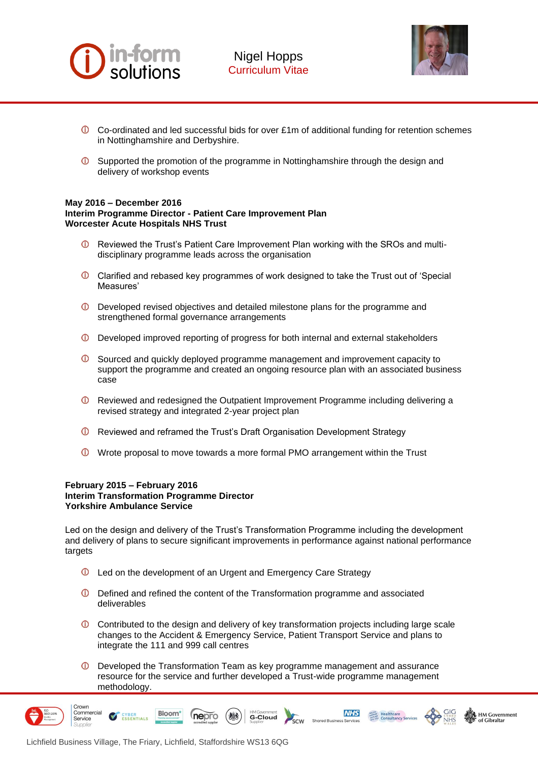- Co-ordinated and led successful bids for over £1m of additional funding for retention schemes in Nottinghamshire and Derbyshire.

- Supported the promotion of the programme in Nottinghamshire through the design and delivery of workshop events

**May 2016 – December 2016**
**Interim Programme Director - Patient Care Improvement Plan**
**Worcester Acute Hospitals NHS Trust**

- Reviewed the Trust's Patient Care Improvement Plan working with the SROs and multi-disciplinary programme leads across the organisation

- Clarified and rebased key programmes of work designed to take the Trust out of 'Special Measures'

- Developed revised objectives and detailed milestone plans for the programme and strengthened formal governance arrangements

- Developed improved reporting of progress for both internal and external stakeholders

- Sourced and quickly deployed programme management and improvement capacity to support the programme and created an ongoing resource plan with an associated business case

- Reviewed and redesigned the Outpatient Improvement Programme including delivering a revised strategy and integrated 2-year project plan

- Reviewed and reframed the Trust's Draft Organisation Development Strategy

- Wrote proposal to move towards a more formal PMO arrangement within the Trust

**February 2015 – February 2016**
**Interim Transformation Programme Director**
**Yorkshire Ambulance Service**

Led on the design and delivery of the Trust's Transformation Programme including the development and delivery of plans to secure significant improvements in performance against national performance targets

- Led on the development of an Urgent and Emergency Care Strategy

- Defined and refined the content of the Transformation programme and associated deliverables

- Contributed to the design and delivery of key transformation projects including large scale changes to the Accident & Emergency Service, Patient Transport Service and plans to integrate the 111 and 999 call centres

- Developed the Transformation Team as key programme management and assurance resource for the service and further developed a Trust-wide programme management methodology.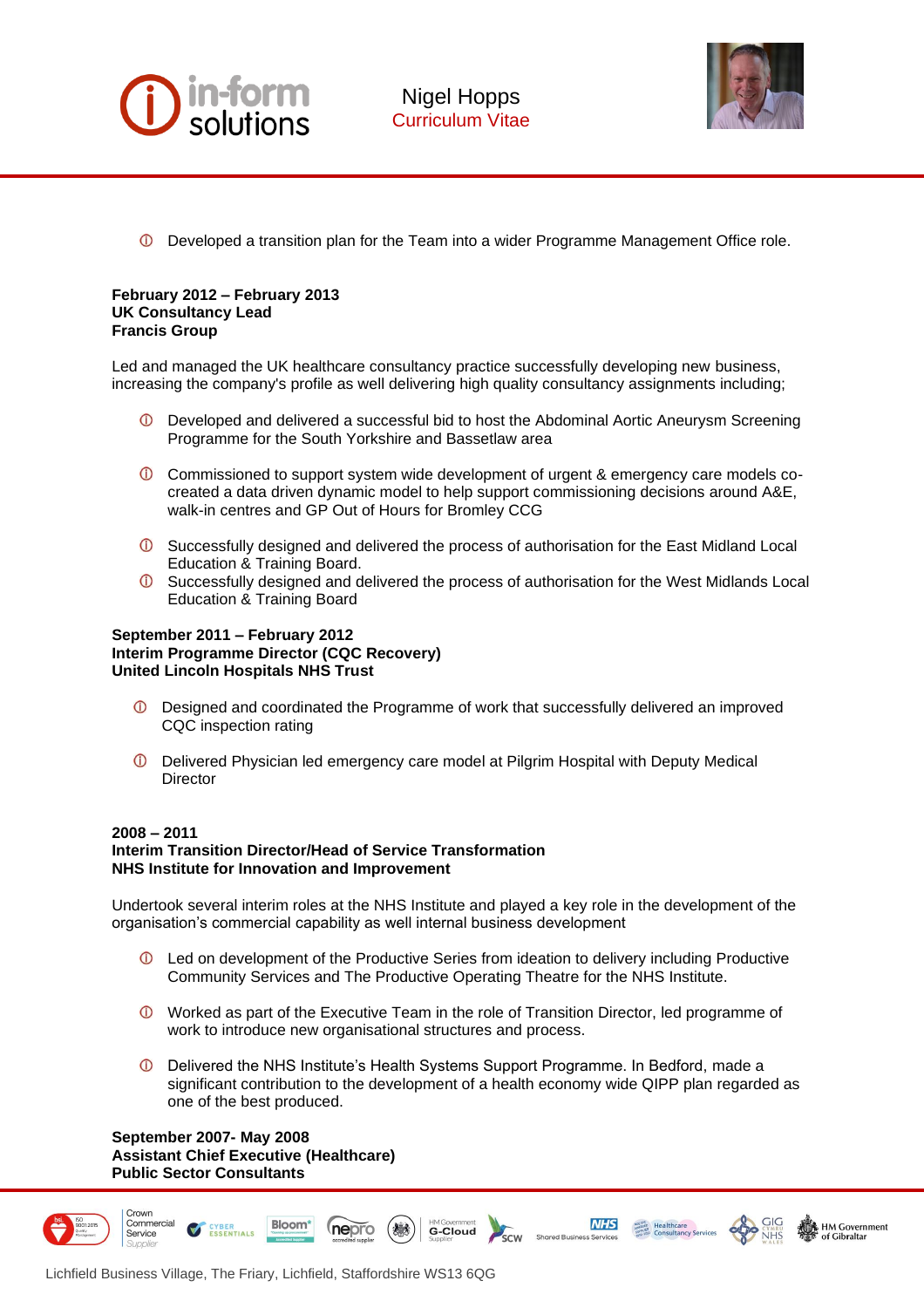- Developed a transition plan for the Team into a wider Programme Management Office role.

**February 2012 – February 2013**
**UK Consultancy Lead**
**Francis Group**

Led and managed the UK healthcare consultancy practice successfully developing new business, increasing the company's profile as well delivering high quality consultancy assignments including;

- Developed and delivered a successful bid to host the Abdominal Aortic Aneurysm Screening Programme for the South Yorkshire and Bassetlaw area

- Commissioned to support system wide development of urgent & emergency care models co-created a data driven dynamic model to help support commissioning decisions around A&E, walk-in centres and GP Out of Hours for Bromley CCG

- Successfully designed and delivered the process of authorisation for the East Midland Local Education & Training Board.
- Successfully designed and delivered the process of authorisation for the West Midlands Local Education & Training Board

**September 2011 – February 2012**
**Interim Programme Director (CQC Recovery)**
**United Lincoln Hospitals NHS Trust**

- Designed and coordinated the Programme of work that successfully delivered an improved CQC inspection rating

- Delivered Physician led emergency care model at Pilgrim Hospital with Deputy Medical Director

**2008 – 2011**
**Interim Transition Director/Head of Service Transformation**
**NHS Institute for Innovation and Improvement**

Undertook several interim roles at the NHS Institute and played a key role in the development of the organisation's commercial capability as well internal business development

- Led on development of the Productive Series from ideation to delivery including Productive Community Services and The Productive Operating Theatre for the NHS Institute.

- Worked as part of the Executive Team in the role of Transition Director, led programme of work to introduce new organisational structures and process.

- Delivered the NHS Institute's Health Systems Support Programme. In Bedford, made a significant contribution to the development of a health economy wide QIPP plan regarded as one of the best produced.

**September 2007- May 2008**
**Assistant Chief Executive (Healthcare)**
**Public Sector Consultants**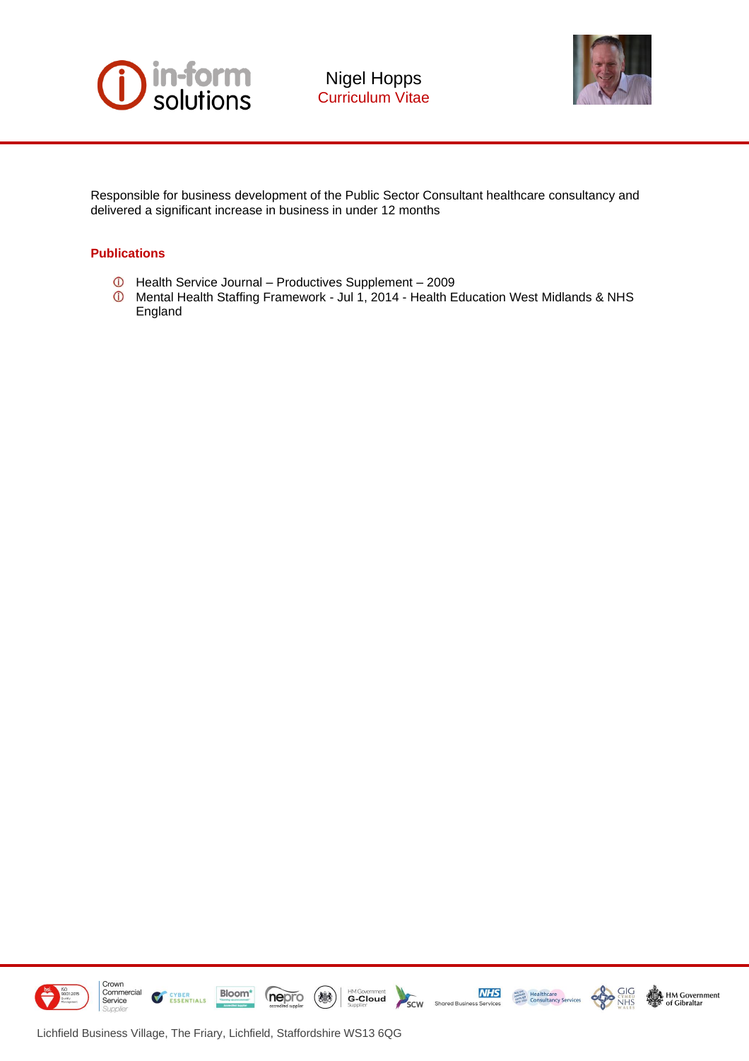Responsible for business development of the Public Sector Consultant healthcare consultancy and delivered a significant increase in business in under 12 months

## Publications

- Health Service Journal – Productives Supplement – 2009
- Mental Health Staffing Framework - Jul 1, 2014 - Health Education West Midlands & NHS England